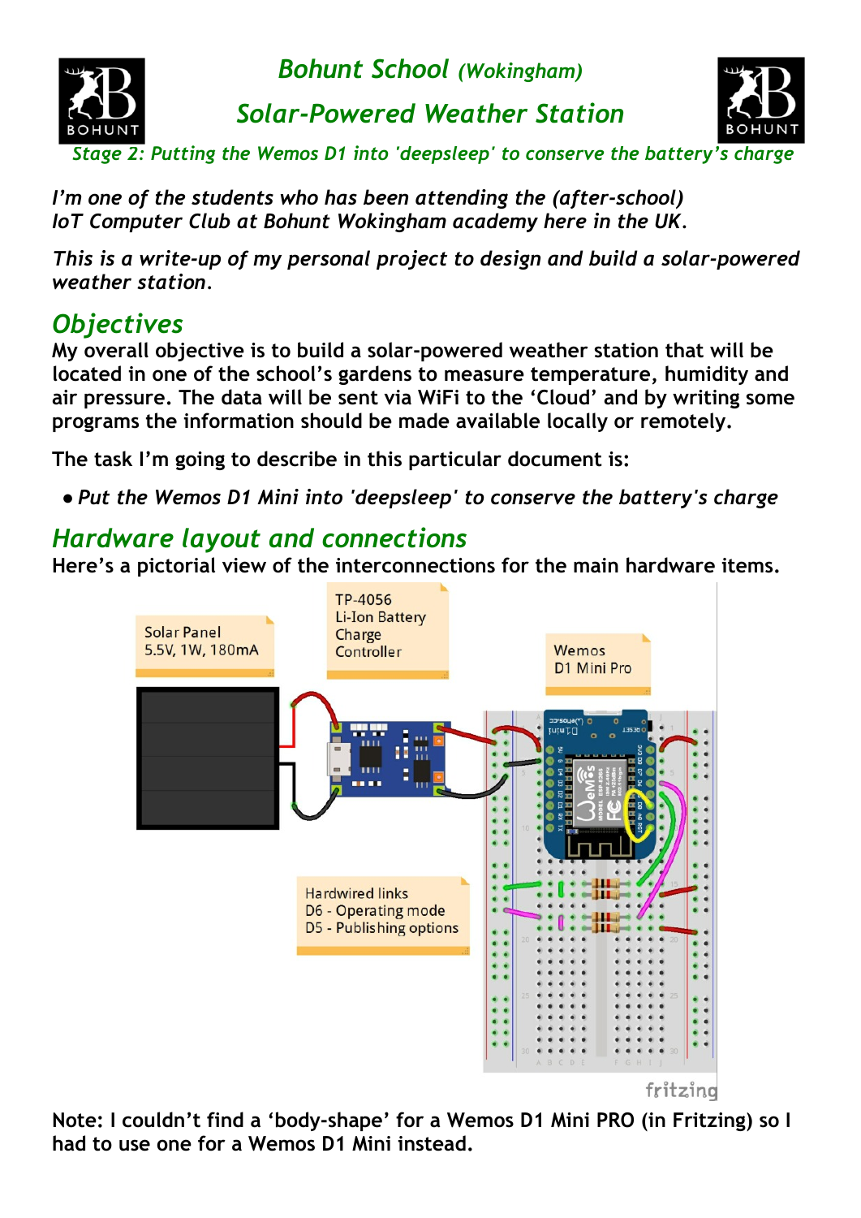# *Bohunt School (Wokingham)*

## *Solar-Powered Weather Station*

*Stage 2: Putting the Wemos D1 into 'deepsleep' to conserve the battery's charge*

*I'm one of the students who has been attending the (after-school) IoT Computer Club at Bohunt Wokingham academy here in the UK.*

*This is a write-up of my personal project to design and build a solar-powered weather station.*

## *Objectives*

**My overall objective is to build a solar-powered weather station that will be located in one of the school's gardens to measure temperature, humidity and air pressure. The data will be sent via WiFi to the 'Cloud' and by writing some programs the information should be made available locally or remotely.**

**The task I'm going to describe in this particular document is:**

- *Put the Wemos D1 Mini into 'deepsleep' to conserve the battery's charge*

## *Hardware layout and connections*

**Here's a pictorial view of the interconnections for the main hardware items.**

**Note: I couldn't find a 'body-shape' for a Wemos D1 Mini PRO (in Fritzing) so I had to use one for a Wemos D1 Mini instead.**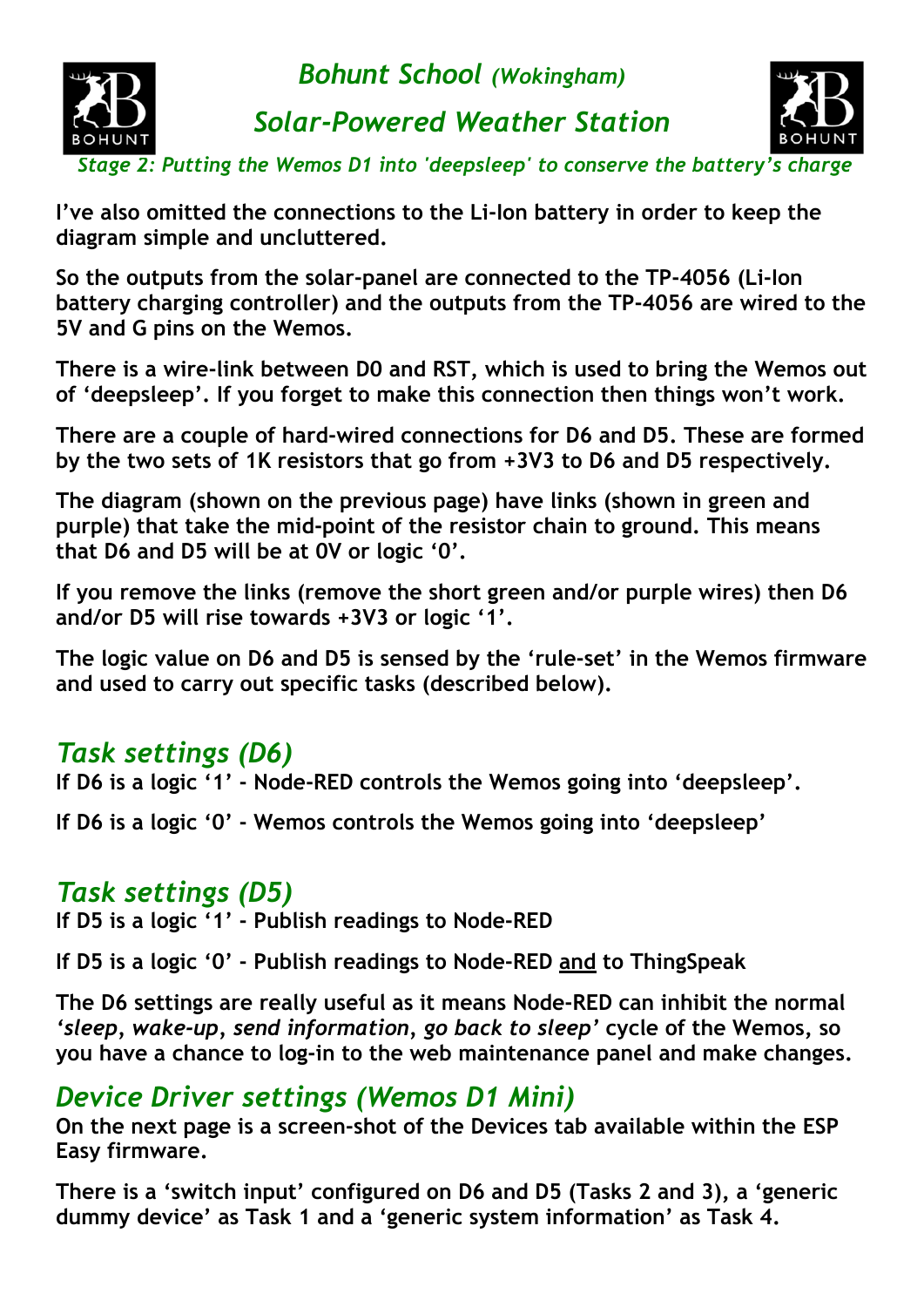I've also omitted the connections to the Li-Ion battery in order to keep the diagram simple and uncluttered.

So the outputs from the solar-panel are connected to the TP-4056 (Li-Ion battery charging controller) and the outputs from the TP-4056 are wired to the 5V and G pins on the Wemos.

There is a wire-link between D0 and RST, which is used to bring the Wemos out of 'deepsleep'. If you forget to make this connection then things won't work.

There are a couple of hard-wired connections for D6 and D5. These are formed by the two sets of 1K resistors that go from +3V3 to D6 and D5 respectively.

The diagram (shown on the previous page) have links (shown in green and purple) that take the mid-point of the resistor chain to ground. This means that D6 and D5 will be at 0V or logic '0'.

If you remove the links (remove the short green and/or purple wires) then D6 and/or D5 will rise towards +3V3 or logic '1'.

The logic value on D6 and D5 is sensed by the 'rule-set' in the Wemos firmware and used to carry out specific tasks (described below).

## *Task settings (D6)*

If D6 is a logic '1' - Node-RED controls the Wemos going into 'deepsleep'.

If D6 is a logic '0' - Wemos controls the Wemos going into 'deepsleep'

## *Task settings (D5)*

If D5 is a logic '1' - Publish readings to Node-RED

If D5 is a logic '0' - Publish readings to Node-RED <u>and</u> to ThingSpeak

The D6 settings are really useful as it means Node-RED can inhibit the normal *'sleep, wake-up, send information, go back to sleep'* cycle of the Wemos, so you have a chance to log-in to the web maintenance panel and make changes.

## *Device Driver settings (Wemos D1 Mini)*

On the next page is a screen-shot of the Devices tab available within the ESP Easy firmware.

There is a 'switch input' configured on D6 and D5 (Tasks 2 and 3), a 'generic dummy device' as Task 1 and a 'generic system information' as Task 4.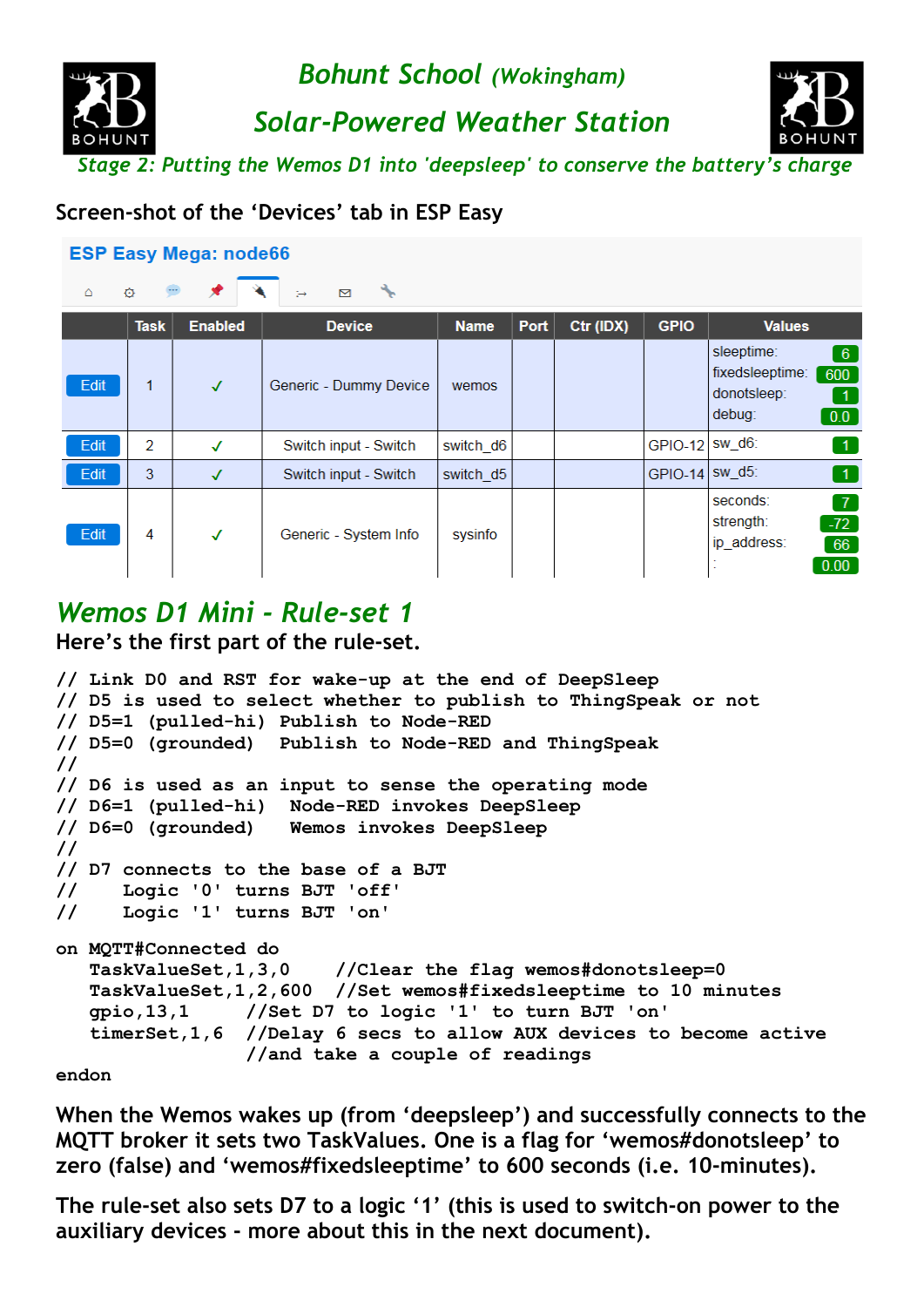# Bohunt School *(Wokingham)*

## Solar-Powered Weather Station

### Stage 2: Putting the Wemos D1 into 'deepsleep' to conserve the battery's charge

Screen-shot of the 'Devices' tab in ESP Easy

**ESP Easy Mega: node66**

| | Task | Enabled | Device | Name | Port | Ctr (IDX) | GPIO | Values |
|---|---|---|---|---|---|---|---|---|
| Edit | 1 | ✓ | Generic - Dummy Device | wemos | | | | sleeptime: 6<br>fixedsleeptime: 600<br>donotsleep: 1<br>debug: 0.0 |
| Edit | 2 | ✓ | Switch input - Switch | switch_d6 | | | GPIO-12 | sw_d6: 1 |
| Edit | 3 | ✓ | Switch input - Switch | switch_d5 | | | GPIO-14 | sw_d5: 1 |
| Edit | 4 | ✓ | Generic - System Info | sysinfo | | | | seconds: 7<br>strength: -72<br>ip_address: 66<br>: 0.00 |

## *Wemos D1 Mini - Rule-set 1*

Here's the first part of the rule-set.

```
// Link D0 and RST for wake-up at the end of DeepSleep
// D5 is used to select whether to publish to ThingSpeak or not
// D5=1 (pulled-hi) Publish to Node-RED
// D5=0 (grounded)  Publish to Node-RED and ThingSpeak
//
// D6 is used as an input to sense the operating mode
// D6=1 (pulled-hi)  Node-RED invokes DeepSleep
// D6=0 (grounded)   Wemos invokes DeepSleep
//
// D7 connects to the base of a BJT
//    Logic '0' turns BJT 'off'
//    Logic '1' turns BJT 'on'

on MQTT#Connected do
   TaskValueSet,1,3,0    //Clear the flag wemos#donotsleep=0
   TaskValueSet,1,2,600  //Set wemos#fixedsleeptime to 10 minutes
   gpio,13,1        //Set D7 to logic '1' to turn BJT 'on'
   timerSet,1,6     //Delay 6 secs to allow AUX devices to become active
                    //and take a couple of readings
endon
```

When the Wemos wakes up (from 'deepsleep') and successfully connects to the MQTT broker it sets two TaskValues. One is a flag for 'wemos#donotsleep' to zero (false) and 'wemos#fixedsleeptime' to 600 seconds (i.e. 10-minutes).

The rule-set also sets D7 to a logic '1' (this is used to switch-on power to the auxiliary devices - more about this in the next document).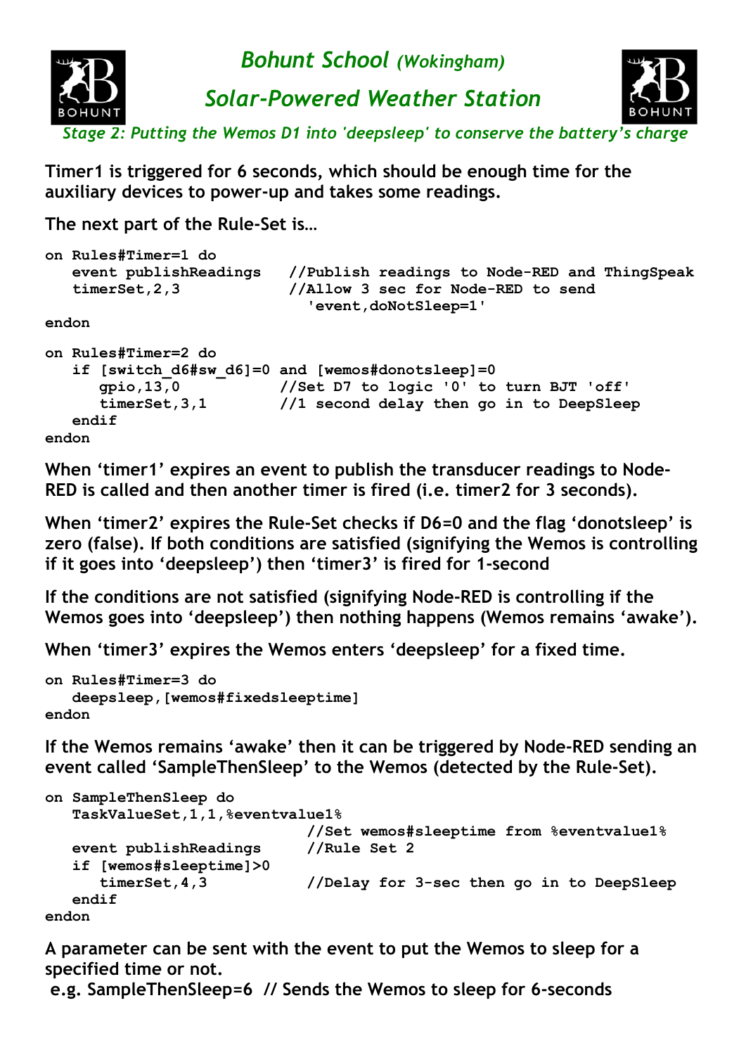## *Bohunt School (Wokingham)*

## *Solar-Powered Weather Station*

*Stage 2: Putting the Wemos D1 into 'deepsleep' to conserve the battery's charge*

**Timer1 is triggered for 6 seconds, which should be enough time for the auxiliary devices to power-up and takes some readings.**

**The next part of the Rule-Set is…**

```
on Rules#Timer=1 do
   event publishReadings   //Publish readings to Node-RED and ThingSpeak
   timerSet,2,3            //Allow 3 sec for Node-RED to send
                             'event,doNotSleep=1'
endon

on Rules#Timer=2 do
   if [switch_d6#sw_d6]=0 and [wemos#donotsleep]=0
      gpio,13,0           //Set D7 to logic '0' to turn BJT 'off'
      timerSet,3,1        //1 second delay then go in to DeepSleep
   endif
endon
```

**When 'timer1' expires an event to publish the transducer readings to Node-RED is called and then another timer is fired (i.e. timer2 for 3 seconds).**

**When 'timer2' expires the Rule-Set checks if D6=0 and the flag 'donotsleep' is zero (false). If both conditions are satisfied (signifying the Wemos is controlling if it goes into 'deepsleep') then 'timer3' is fired for 1-second**

**If the conditions are not satisfied (signifying Node-RED is controlling if the Wemos goes into 'deepsleep') then nothing happens (Wemos remains 'awake').**

**When 'timer3' expires the Wemos enters 'deepsleep' for a fixed time.**

```
on Rules#Timer=3 do
   deepsleep,[wemos#fixedsleeptime]
endon
```

**If the Wemos remains 'awake' then it can be triggered by Node-RED sending an event called 'SampleThenSleep' to the Wemos (detected by the Rule-Set).**

```
on SampleThenSleep do
   TaskValueSet,1,1,%eventvalue1%
                             //Set wemos#sleeptime from %eventvalue1%
   event publishReadings     //Rule Set 2
   if [wemos#sleeptime]>0
      timerSet,4,3           //Delay for 3-sec then go in to DeepSleep
   endif
endon
```

**A parameter can be sent with the event to put the Wemos to sleep for a specified time or not.**
**e.g. SampleThenSleep=6  // Sends the Wemos to sleep for 6-seconds**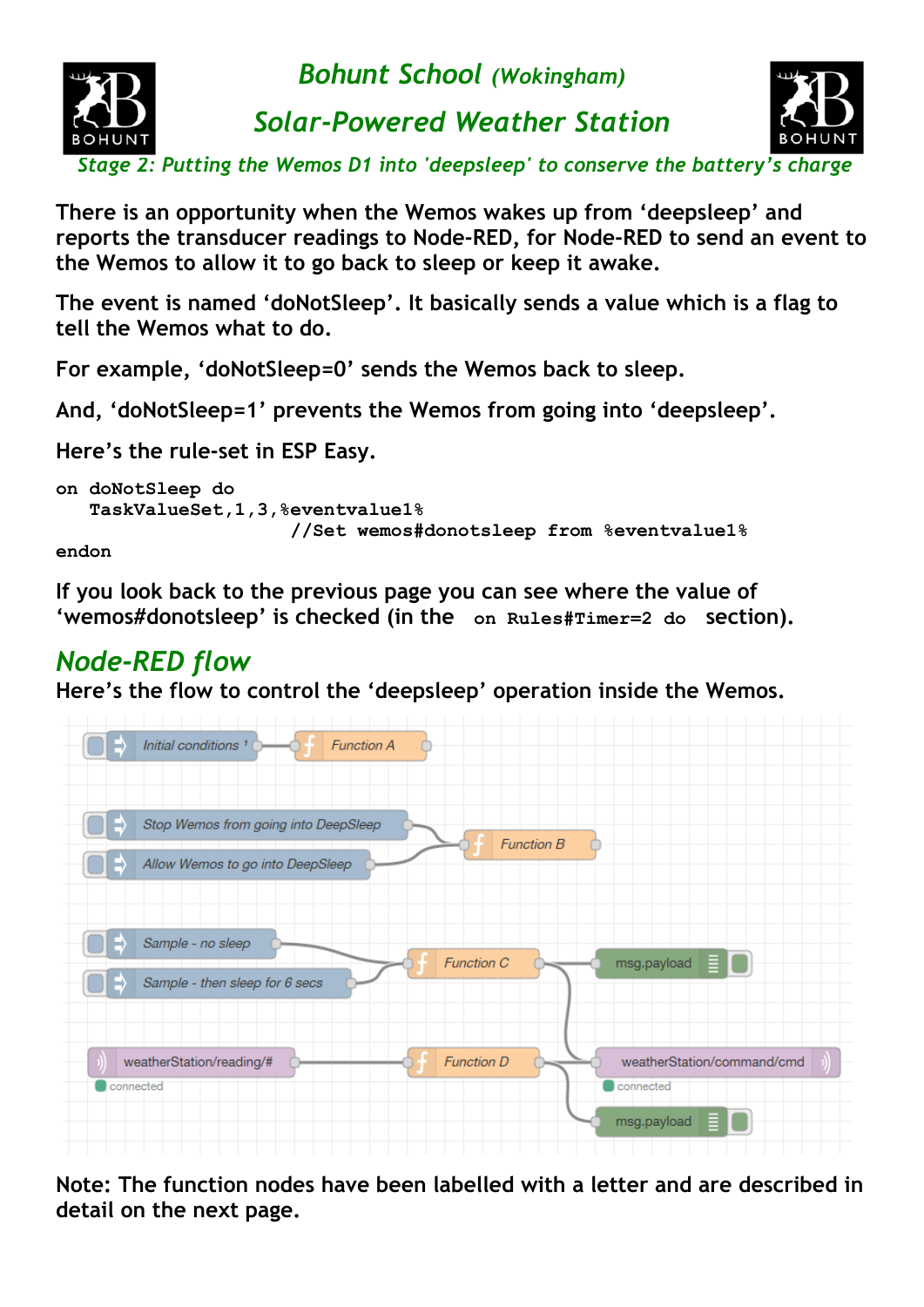# Bohunt School *(Wokingham)*

## *Solar-Powered Weather Station*

*Stage 2: Putting the Wemos D1 into 'deepsleep' to conserve the battery's charge*

**There is an opportunity when the Wemos wakes up from 'deepsleep' and reports the transducer readings to Node-RED, for Node-RED to send an event to the Wemos to allow it to go back to sleep or keep it awake.**

**The event is named 'doNotSleep'. It basically sends a value which is a flag to tell the Wemos what to do.**

**For example, 'doNotSleep=0' sends the Wemos back to sleep.**

**And, 'doNotSleep=1' prevents the Wemos from going into 'deepsleep'.**

**Here's the rule-set in ESP Easy.**

```
on doNotSleep do
   TaskValueSet,1,3,%eventvalue1%
                     //Set wemos#donotsleep from %eventvalue1%
endon
```

**If you look back to the previous page you can see where the value of 'wemos#donotsleep' is checked (in the `on Rules#Timer=2 do` section).**

## *Node-RED flow*

**Here's the flow to control the 'deepsleep' operation inside the Wemos.**

Initial conditions → Function A

Stop Wemos from going into DeepSleep → Function B
Allow Wemos to go into DeepSleep → Function B

Sample - no sleep → Function C
Sample - then sleep for 6 secs → Function C

Function C → msg.payload
Function C → weatherStation/command/cmd (connected)

weatherStation/reading/# (connected) → Function D

Function D → weatherStation/command/cmd
Function D → msg.payload

**Note: The function nodes have been labelled with a letter and are described in detail on the next page.**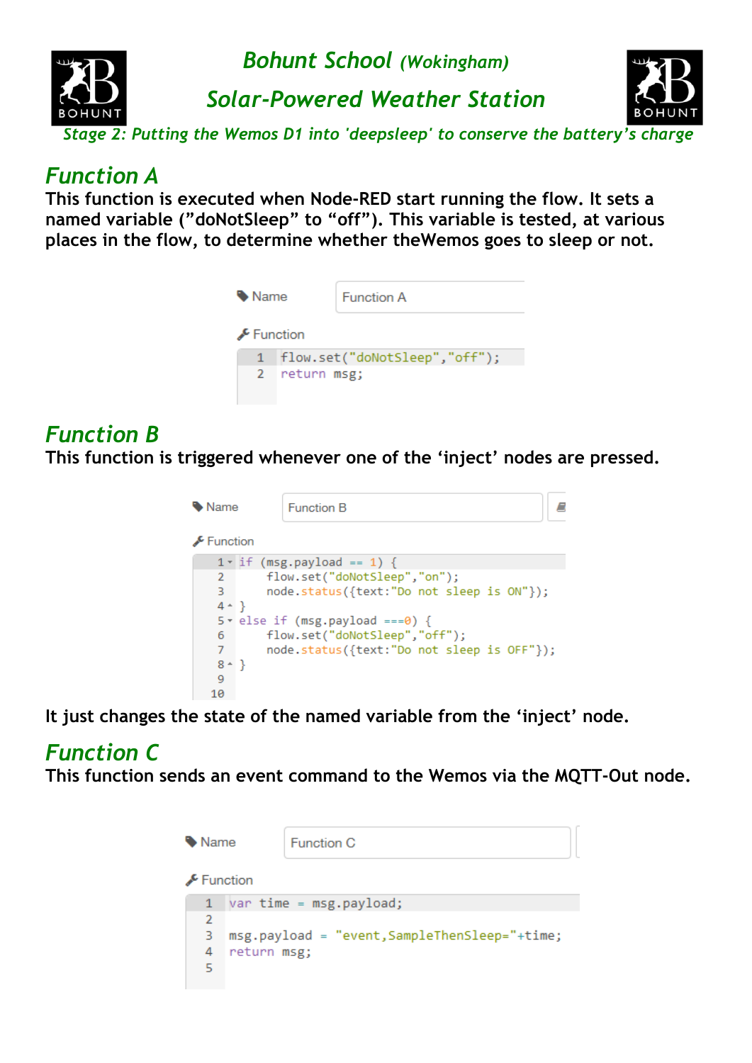# Bohunt School *(Wokingham)*

## Solar-Powered Weather Station

*Stage 2: Putting the Wemos D1 into 'deepsleep' to conserve the battery's charge*

## Function A

**This function is executed when Node-RED start running the flow. It sets a named variable ("doNotSleep" to "off"). This variable is tested, at various places in the flow, to determine whether theWemos goes to sleep or not.**

Name: Function A

Function

```
flow.set("doNotSleep","off");
return msg;
```

## Function B

**This function is triggered whenever one of the 'inject' nodes are pressed.**

Name: Function B

Function

```
if (msg.payload == 1) {
    flow.set("doNotSleep","on");
    node.status({text:"Do not sleep is ON"});
}
else if (msg.payload ===0) {
    flow.set("doNotSleep","off");
    node.status({text:"Do not sleep is OFF"});
}


```

**It just changes the state of the named variable from the 'inject' node.**

## Function C

**This function sends an event command to the Wemos via the MQTT-Out node.**

Name: Function C

Function

```
var time = msg.payload;

msg.payload = "event,SampleThenSleep="+time;
return msg;

```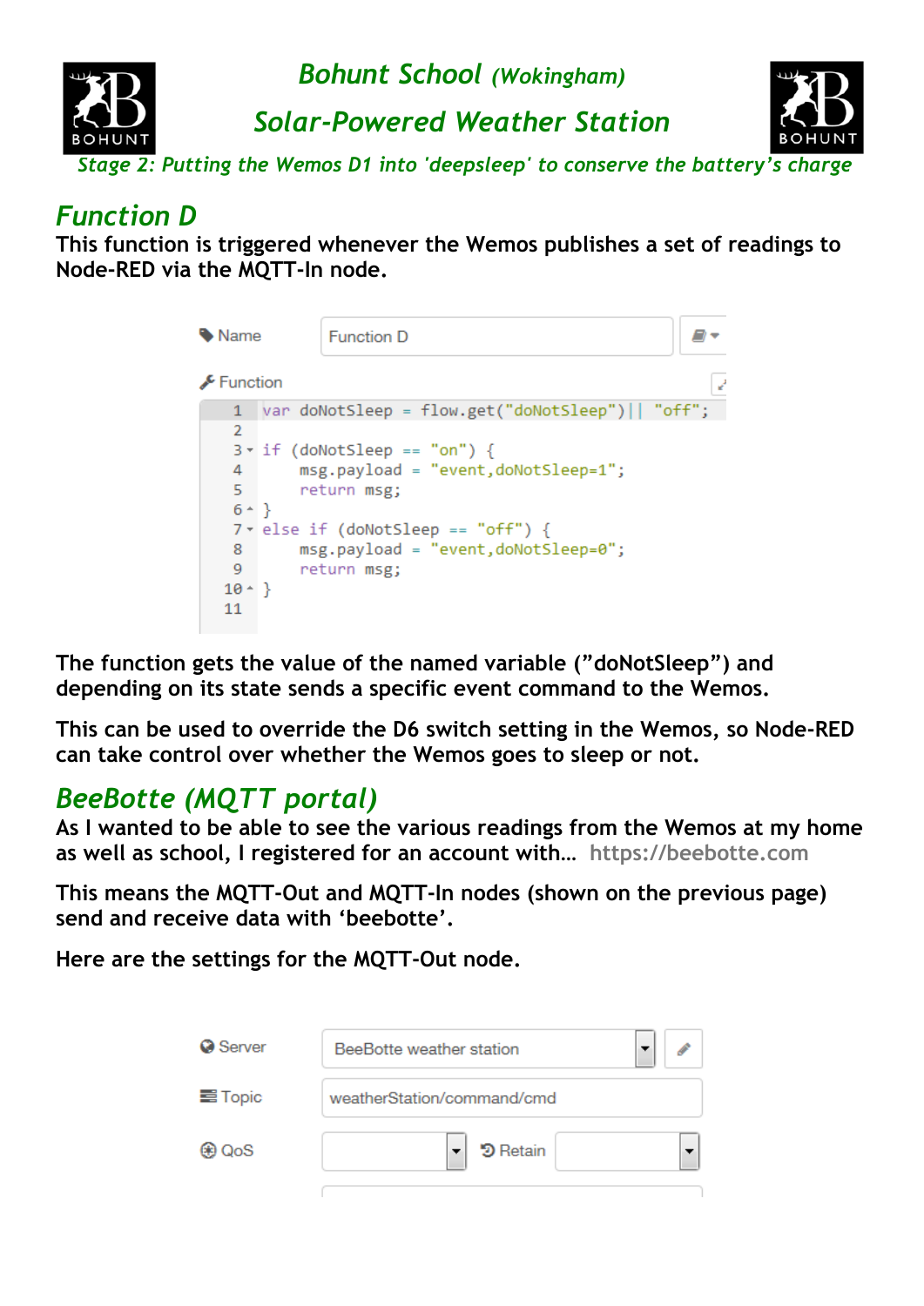Bohunt School *(Wokingham)*

Solar-Powered Weather Station

*Stage 2: Putting the Wemos D1 into 'deepsleep' to conserve the battery's charge*

## *Function D*

**This function is triggered whenever the Wemos publishes a set of readings to Node-RED via the MQTT-In node.**

Name: Function D

Function

```
var doNotSleep = flow.get("doNotSleep")|| "off";

if (doNotSleep == "on") {
    msg.payload = "event,doNotSleep=1";
    return msg;
}
else if (doNotSleep == "off") {
    msg.payload = "event,doNotSleep=0";
    return msg;
}

```

**The function gets the value of the named variable ("doNotSleep") and depending on its state sends a specific event command to the Wemos.**

**This can be used to override the D6 switch setting in the Wemos, so Node-RED can take control over whether the Wemos goes to sleep or not.**

## *BeeBotte (MQTT portal)*

**As I wanted to be able to see the various readings from the Wemos at my home as well as school, I registered for an account with…** https://beebotte.com

**This means the MQTT-Out and MQTT-In nodes (shown on the previous page) send and receive data with 'beebotte'.**

**Here are the settings for the MQTT-Out node.**

Server: BeeBotte weather station

Topic: weatherStation/command/cmd

QoS: 

Retain: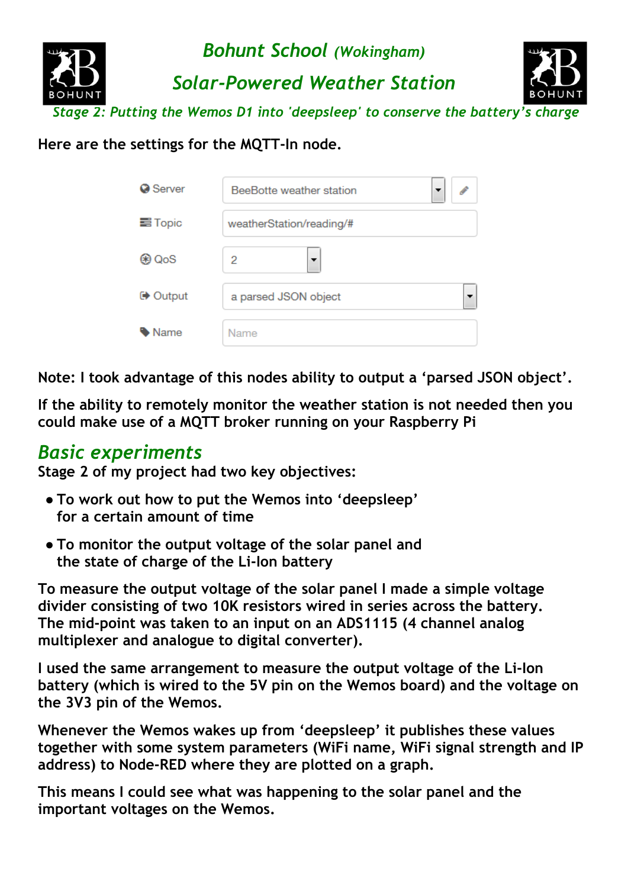Here are the settings for the MQTT-In node.

| | |
|---|---|
| Server | BeeBotte weather station |
| Topic | weatherStation/reading/# |
| QoS | 2 |
| Output | a parsed JSON object |
| Name | Name |

Note: I took advantage of this nodes ability to output a ‘parsed JSON object’.

If the ability to remotely monitor the weather station is not needed then you could make use of a MQTT broker running on your Raspberry Pi

## *Basic experiments*

Stage 2 of my project had two key objectives:

- To work out how to put the Wemos into ‘deepsleep’ for a certain amount of time
- To monitor the output voltage of the solar panel and the state of charge of the Li-Ion battery

To measure the output voltage of the solar panel I made a simple voltage divider consisting of two 10K resistors wired in series across the battery. The mid-point was taken to an input on an ADS1115 (4 channel analog multiplexer and analogue to digital converter).

I used the same arrangement to measure the output voltage of the Li-Ion battery (which is wired to the 5V pin on the Wemos board) and the voltage on the 3V3 pin of the Wemos.

Whenever the Wemos wakes up from ‘deepsleep’ it publishes these values together with some system parameters (WiFi name, WiFi signal strength and IP address) to Node-RED where they are plotted on a graph.

This means I could see what was happening to the solar panel and the important voltages on the Wemos.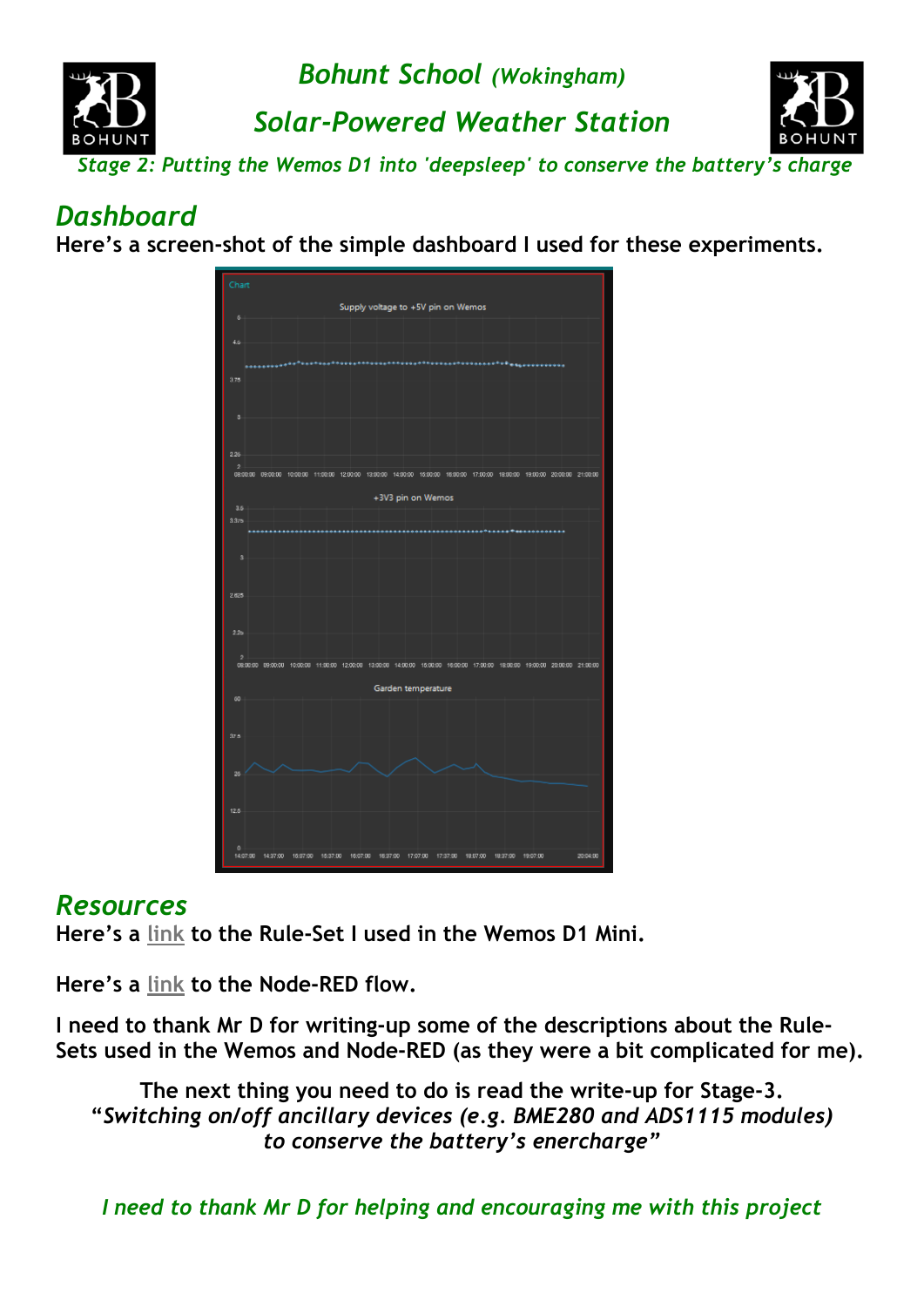# *Bohunt School (Wokingham)*

## *Solar-Powered Weather Station*

*Stage 2: Putting the Wemos D1 into 'deepsleep' to conserve the battery's charge*

## *Dashboard*

**Here's a screen-shot of the simple dashboard I used for these experiments.**

Chart

Supply voltage to +5V pin on Wemos

5
4.5
3.75
3
2.25
2

08:00:00 09:00:00 10:00:00 11:00:00 12:00:00 13:00:00 14:00:00 15:00:00 16:00:00 17:00:00 18:00:00 19:00:00 20:00:00 21:00:00

+3V3 pin on Wemos

3.5
3.375
3
2.625
2.25
2

08:00:00 09:00:00 10:00:00 11:00:00 12:00:00 13:00:00 14:00:00 15:00:00 16:00:00 17:00:00 18:00:00 19:00:00 20:00:00 21:00:00

Garden temperature

50
37.5
25
12.5
0

14:07:00 14:37:00 15:07:00 15:37:00 16:07:00 16:37:00 17:07:00 17:37:00 18:07:00 18:37:00 19:07:00 20:04:00

## *Resources*

**Here's a link to the Rule-Set I used in the Wemos D1 Mini.**

**Here's a link to the Node-RED flow.**

**I need to thank Mr D for writing-up some of the descriptions about the Rule-Sets used in the Wemos and Node-RED (as they were a bit complicated for me).**

**The next thing you need to do is read the write-up for Stage-3.**
**"*Switching on/off ancillary devices (e.g. BME280 and ADS1115 modules) to conserve the battery's enercharge*"**

***I need to thank Mr D for helping and encouraging me with this project***